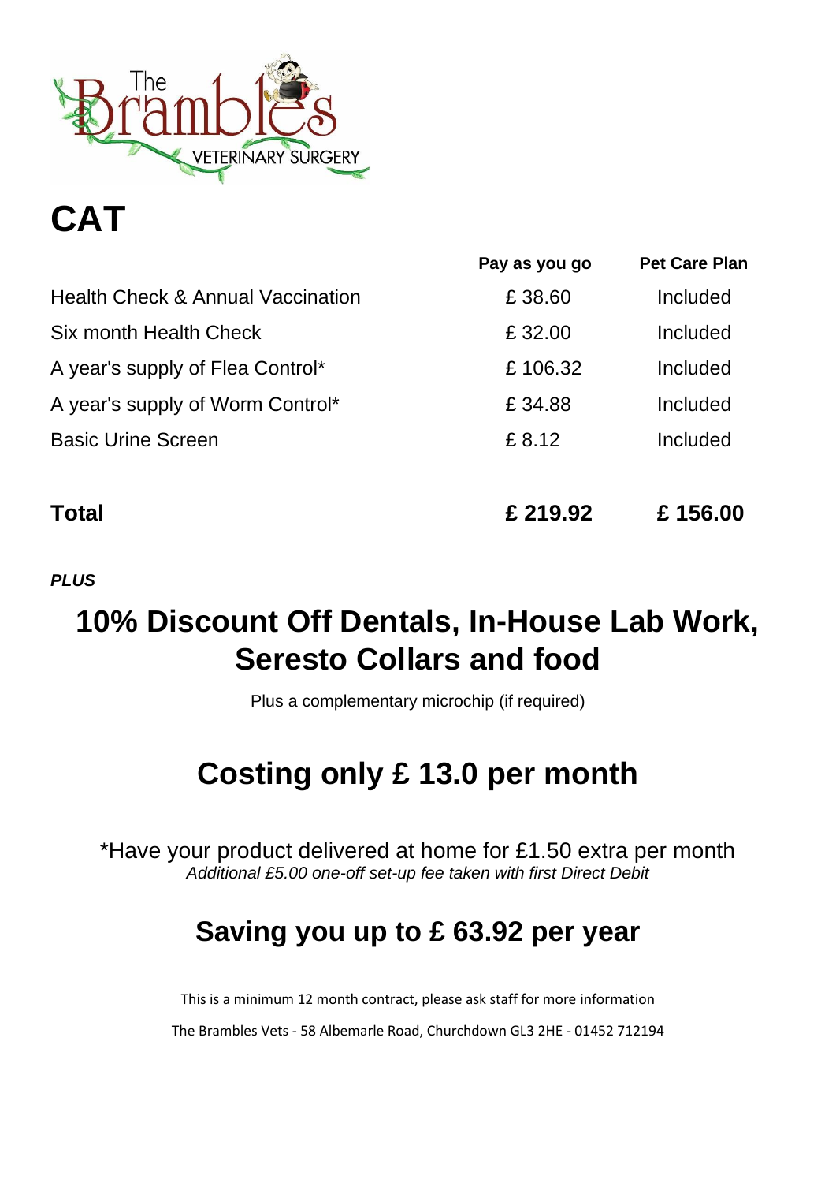# CAT

| | Pay as you go | Pet Care Plan |
|---|---|---|
| Health Check & Annual Vaccination | £ 38.60 | Included |
| Six month Health Check | £ 32.00 | Included |
| A year's supply of Flea Control* | £ 106.32 | Included |
| A year's supply of Worm Control* | £ 34.88 | Included |
| Basic Urine Screen | £ 8.12 | Included |
| **Total** | **£ 219.92** | **£ 156.00** |

***PLUS***

## 10% Discount Off Dentals, In-House Lab Work, Seresto Collars and food

Plus a complementary microchip (if required)

## Costing only £ 13.0 per month

*Have your product delivered at home for £1.50 extra per month
*Additional £5.00 one-off set-up fee taken with first Direct Debit*

## Saving you up to £ 63.92 per year

This is a minimum 12 month contract, please ask staff for more information

The Brambles Vets - 58 Albemarle Road, Churchdown GL3 2HE - 01452 712194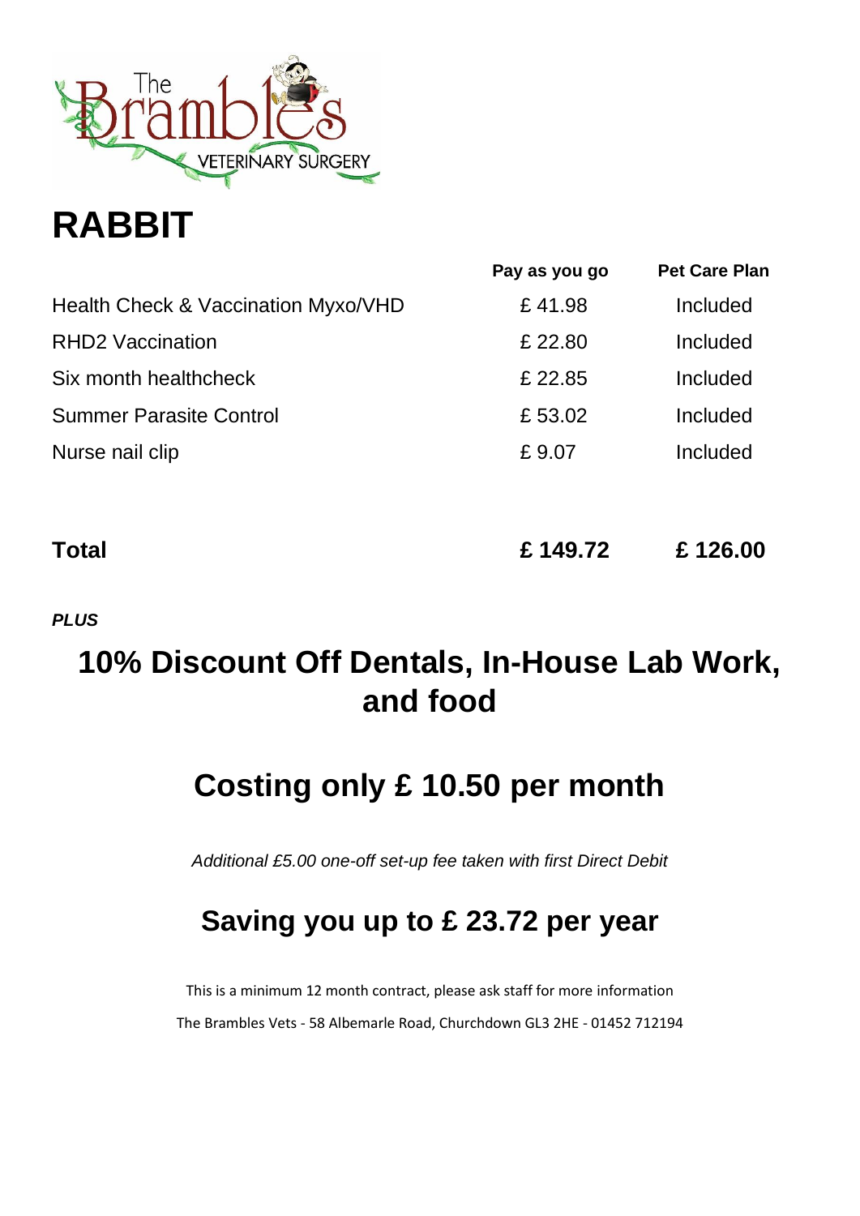# RABBIT

| | Pay as you go | Pet Care Plan |
|---|---|---|
| Health Check & Vaccination Myxo/VHD | £ 41.98 | Included |
| RHD2 Vaccination | £ 22.80 | Included |
| Six month healthcheck | £ 22.85 | Included |
| Summer Parasite Control | £ 53.02 | Included |
| Nurse nail clip | £ 9.07 | Included |
| **Total** | **£ 149.72** | **£ 126.00** |

***PLUS***

## 10% Discount Off Dentals, In-House Lab Work, and food

## Costing only £ 10.50 per month

*Additional £5.00 one-off set-up fee taken with first Direct Debit*

## Saving you up to £ 23.72 per year

This is a minimum 12 month contract, please ask staff for more information

The Brambles Vets - 58 Albemarle Road, Churchdown GL3 2HE - 01452 712194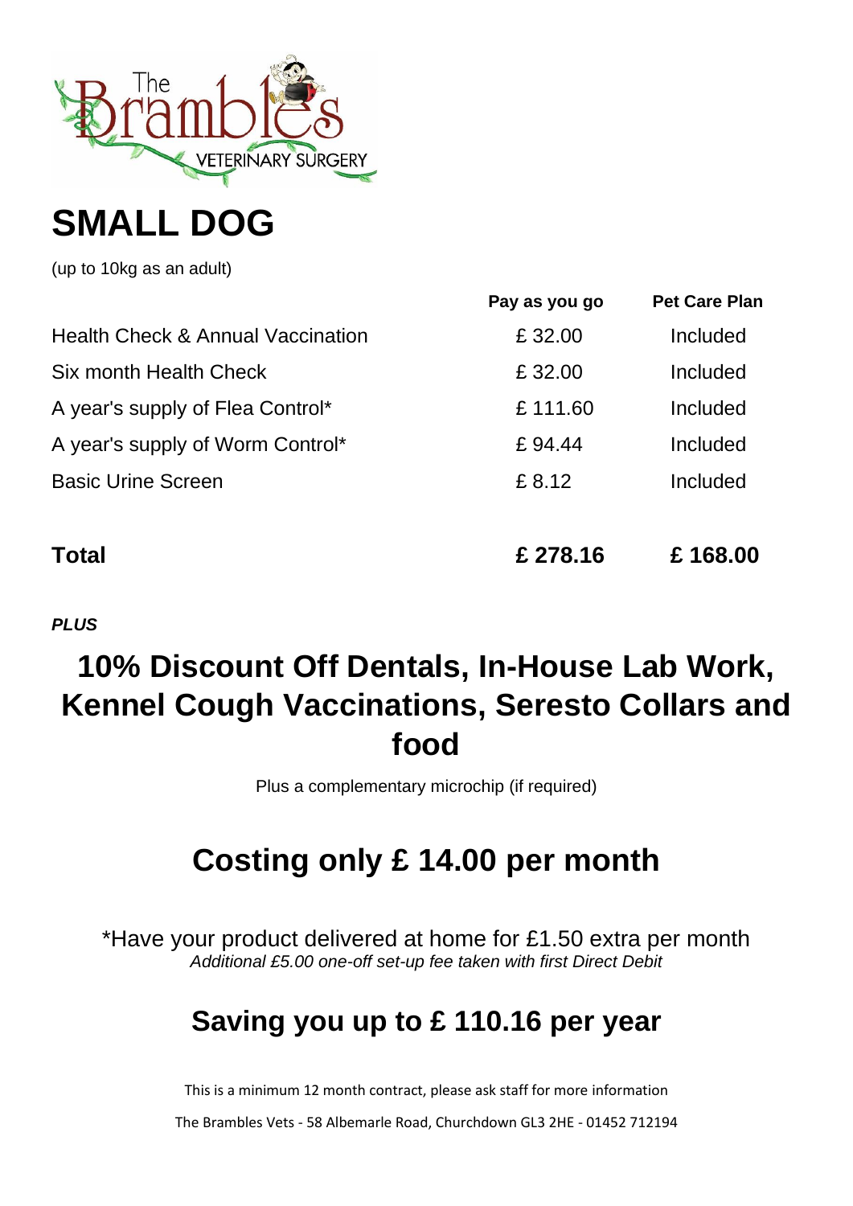# SMALL DOG

(up to 10kg as an adult)

| | Pay as you go | Pet Care Plan |
|---|---|---|
| Health Check & Annual Vaccination | £ 32.00 | Included |
| Six month Health Check | £ 32.00 | Included |
| A year's supply of Flea Control* | £ 111.60 | Included |
| A year's supply of Worm Control* | £ 94.44 | Included |
| Basic Urine Screen | £ 8.12 | Included |
| **Total** | **£ 278.16** | **£ 168.00** |

***PLUS***

## 10% Discount Off Dentals, In-House Lab Work, Kennel Cough Vaccinations, Seresto Collars and food

Plus a complementary microchip (if required)

## Costing only £ 14.00 per month

*Have your product delivered at home for £1.50 extra per month

*Additional £5.00 one-off set-up fee taken with first Direct Debit*

## Saving you up to £ 110.16 per year

This is a minimum 12 month contract, please ask staff for more information

The Brambles Vets - 58 Albemarle Road, Churchdown GL3 2HE - 01452 712194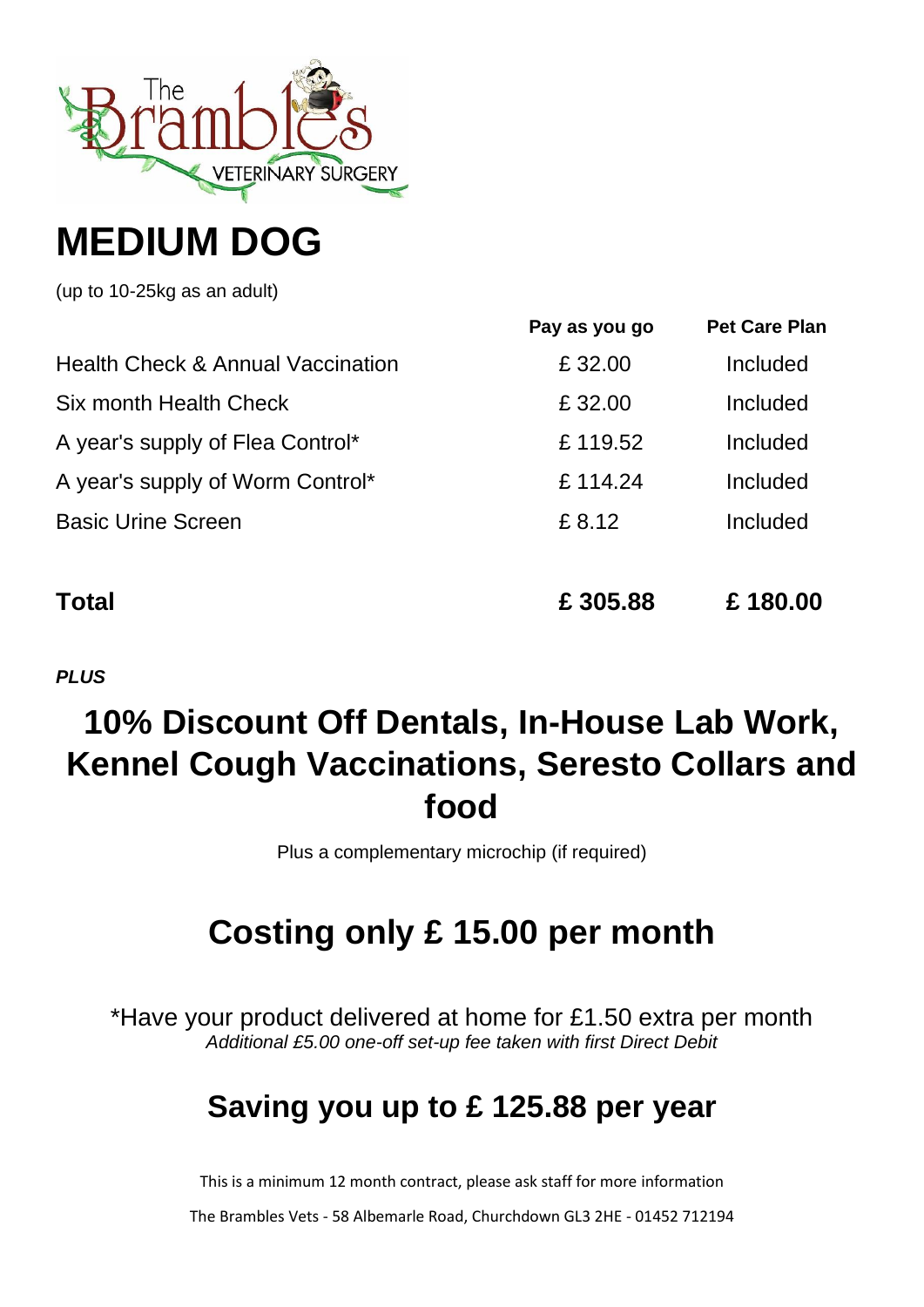# MEDIUM DOG

(up to 10-25kg as an adult)

| | Pay as you go | Pet Care Plan |
|---|---|---|
| Health Check & Annual Vaccination | £ 32.00 | Included |
| Six month Health Check | £ 32.00 | Included |
| A year's supply of Flea Control* | £ 119.52 | Included |
| A year's supply of Worm Control* | £ 114.24 | Included |
| Basic Urine Screen | £ 8.12 | Included |
| **Total** | **£ 305.88** | **£ 180.00** |

***PLUS***

## 10% Discount Off Dentals, In-House Lab Work, Kennel Cough Vaccinations, Seresto Collars and food

Plus a complementary microchip (if required)

## Costing only £ 15.00 per month

*Have your product delivered at home for £1.50 extra per month

*Additional £5.00 one-off set-up fee taken with first Direct Debit*

## Saving you up to £ 125.88 per year

This is a minimum 12 month contract, please ask staff for more information

The Brambles Vets - 58 Albemarle Road, Churchdown GL3 2HE - 01452 712194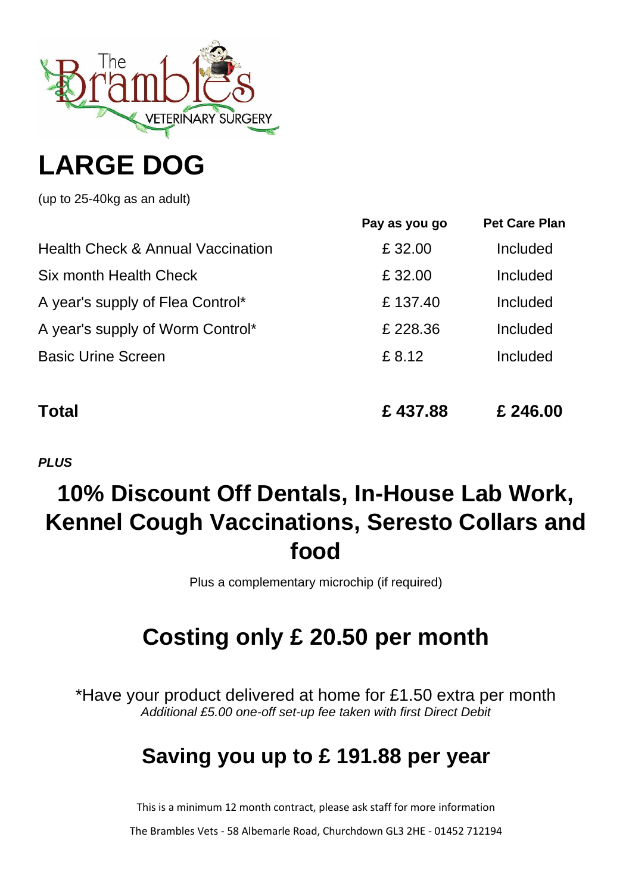# LARGE DOG

(up to 25-40kg as an adult)

| | Pay as you go | Pet Care Plan |
|---|---|---|
| Health Check & Annual Vaccination | £ 32.00 | Included |
| Six month Health Check | £ 32.00 | Included |
| A year's supply of Flea Control* | £ 137.40 | Included |
| A year's supply of Worm Control* | £ 228.36 | Included |
| Basic Urine Screen | £ 8.12 | Included |
| **Total** | **£ 437.88** | **£ 246.00** |

***PLUS***

## 10% Discount Off Dentals, In-House Lab Work, Kennel Cough Vaccinations, Seresto Collars and food

Plus a complementary microchip (if required)

## Costing only £ 20.50 per month

*Have your product delivered at home for £1.50 extra per month

*Additional £5.00 one-off set-up fee taken with first Direct Debit*

## Saving you up to £ 191.88 per year

This is a minimum 12 month contract, please ask staff for more information

The Brambles Vets - 58 Albemarle Road, Churchdown GL3 2HE - 01452 712194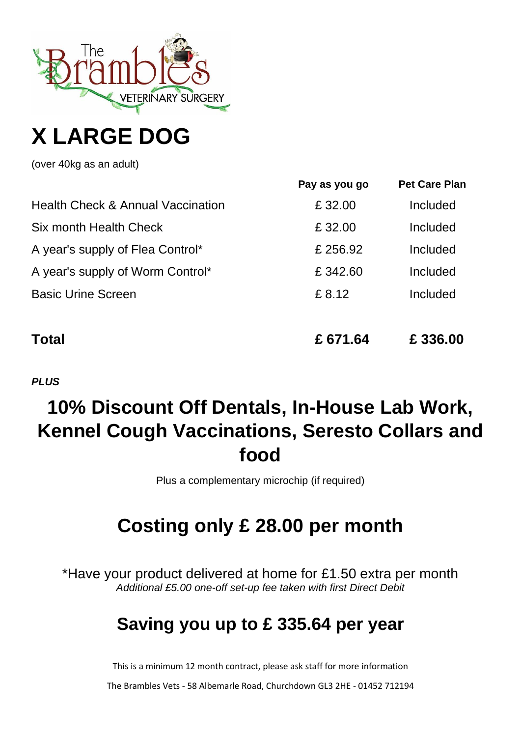# X LARGE DOG

(over 40kg as an adult)

| | Pay as you go | Pet Care Plan |
|---|---|---|
| Health Check & Annual Vaccination | £ 32.00 | Included |
| Six month Health Check | £ 32.00 | Included |
| A year's supply of Flea Control* | £ 256.92 | Included |
| A year's supply of Worm Control* | £ 342.60 | Included |
| Basic Urine Screen | £ 8.12 | Included |
| **Total** | **£ 671.64** | **£ 336.00** |

***PLUS***

## 10% Discount Off Dentals, In-House Lab Work, Kennel Cough Vaccinations, Seresto Collars and food

Plus a complementary microchip (if required)

## Costing only £ 28.00 per month

*Have your product delivered at home for £1.50 extra per month
*Additional £5.00 one-off set-up fee taken with first Direct Debit*

## Saving you up to £ 335.64 per year

This is a minimum 12 month contract, please ask staff for more information

The Brambles Vets - 58 Albemarle Road, Churchdown GL3 2HE - 01452 712194